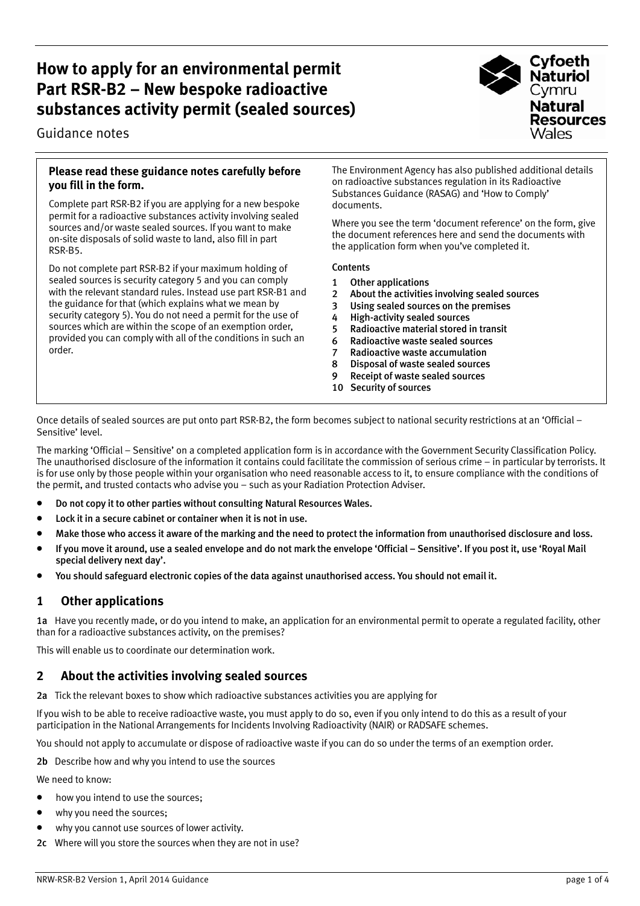# How to apply for an environmental permit
# Part RSR-B2 – New bespoke radioactive substances activity permit (sealed sources)

Guidance notes

**Please read these guidance notes carefully before you fill in the form.**

Complete part RSR-B2 if you are applying for a new bespoke permit for a radioactive substances activity involving sealed sources and/or waste sealed sources. If you want to make on-site disposals of solid waste to land, also fill in part RSR-B5.

Do not complete part RSR-B2 if your maximum holding of sealed sources is security category 5 and you can comply with the relevant standard rules. Instead use part RSR-B1 and the guidance for that (which explains what we mean by security category 5). You do not need a permit for the use of sources which are within the scope of an exemption order, provided you can comply with all of the conditions in such an order.

The Environment Agency has also published additional details on radioactive substances regulation in its Radioactive Substances Guidance (RASAG) and 'How to Comply' documents.

Where you see the term 'document reference' on the form, give the document references here and send the documents with the application form when you've completed it.

**Contents**

1 Other applications
2 About the activities involving sealed sources
3 Using sealed sources on the premises
4 High-activity sealed sources
5 Radioactive material stored in transit
6 Radioactive waste sealed sources
7 Radioactive waste accumulation
8 Disposal of waste sealed sources
9 Receipt of waste sealed sources
10 Security of sources

Once details of sealed sources are put onto part RSR-B2, the form becomes subject to national security restrictions at an 'Official – Sensitive' level.

The marking 'Official – Sensitive' on a completed application form is in accordance with the Government Security Classification Policy. The unauthorised disclosure of the information it contains could facilitate the commission of serious crime – in particular by terrorists. It is for use only by those people within your organisation who need reasonable access to it, to ensure compliance with the conditions of the permit, and trusted contacts who advise you – such as your Radiation Protection Adviser.

- Do not copy it to other parties without consulting Natural Resources Wales.
- Lock it in a secure cabinet or container when it is not in use.
- Make those who access it aware of the marking and the need to protect the information from unauthorised disclosure and loss.
- If you move it around, use a sealed envelope and do not mark the envelope 'Official – Sensitive'. If you post it, use 'Royal Mail special delivery next day'.
- You should safeguard electronic copies of the data against unauthorised access. You should not email it.

## 1 Other applications

**1a** Have you recently made, or do you intend to make, an application for an environmental permit to operate a regulated facility, other than for a radioactive substances activity, on the premises?

This will enable us to coordinate our determination work.

## 2 About the activities involving sealed sources

**2a** Tick the relevant boxes to show which radioactive substances activities you are applying for

If you wish to be able to receive radioactive waste, you must apply to do so, even if you only intend to do this as a result of your participation in the National Arrangements for Incidents Involving Radioactivity (NAIR) or RADSAFE schemes.

You should not apply to accumulate or dispose of radioactive waste if you can do so under the terms of an exemption order.

**2b** Describe how and why you intend to use the sources

We need to know:

- how you intend to use the sources;
- why you need the sources;
- why you cannot use sources of lower activity.

**2c** Where will you store the sources when they are not in use?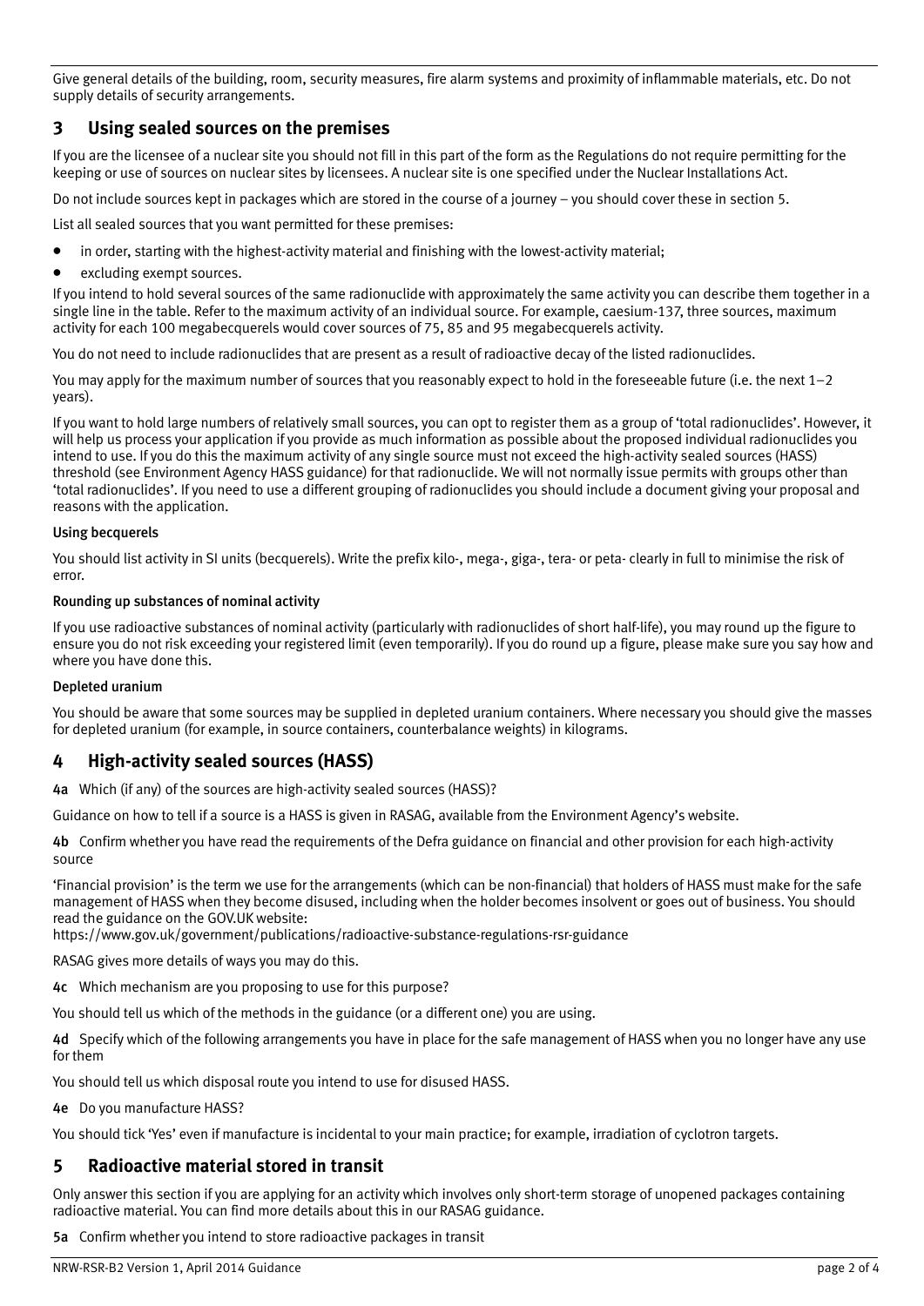Give general details of the building, room, security measures, fire alarm systems and proximity of inflammable materials, etc. Do not supply details of security arrangements.

## 3 Using sealed sources on the premises

If you are the licensee of a nuclear site you should not fill in this part of the form as the Regulations do not require permitting for the keeping or use of sources on nuclear sites by licensees. A nuclear site is one specified under the Nuclear Installations Act.

Do not include sources kept in packages which are stored in the course of a journey – you should cover these in section 5.

List all sealed sources that you want permitted for these premises:

- in order, starting with the highest-activity material and finishing with the lowest-activity material;
- excluding exempt sources.

If you intend to hold several sources of the same radionuclide with approximately the same activity you can describe them together in a single line in the table. Refer to the maximum activity of an individual source. For example, caesium-137, three sources, maximum activity for each 100 megabecquerels would cover sources of 75, 85 and 95 megabecquerels activity.

You do not need to include radionuclides that are present as a result of radioactive decay of the listed radionuclides.

You may apply for the maximum number of sources that you reasonably expect to hold in the foreseeable future (i.e. the next 1–2 years).

If you want to hold large numbers of relatively small sources, you can opt to register them as a group of 'total radionuclides'. However, it will help us process your application if you provide as much information as possible about the proposed individual radionuclides you intend to use. If you do this the maximum activity of any single source must not exceed the high-activity sealed sources (HASS) threshold (see Environment Agency HASS guidance) for that radionuclide. We will not normally issue permits with groups other than 'total radionuclides'. If you need to use a different grouping of radionuclides you should include a document giving your proposal and reasons with the application.

#### Using becquerels

You should list activity in SI units (becquerels). Write the prefix kilo-, mega-, giga-, tera- or peta- clearly in full to minimise the risk of error.

#### Rounding up substances of nominal activity

If you use radioactive substances of nominal activity (particularly with radionuclides of short half-life), you may round up the figure to ensure you do not risk exceeding your registered limit (even temporarily). If you do round up a figure, please make sure you say how and where you have done this.

#### Depleted uranium

You should be aware that some sources may be supplied in depleted uranium containers. Where necessary you should give the masses for depleted uranium (for example, in source containers, counterbalance weights) in kilograms.

## 4 High-activity sealed sources (HASS)

**4a** Which (if any) of the sources are high-activity sealed sources (HASS)?

Guidance on how to tell if a source is a HASS is given in RASAG, available from the Environment Agency's website.

**4b** Confirm whether you have read the requirements of the Defra guidance on financial and other provision for each high-activity source

'Financial provision' is the term we use for the arrangements (which can be non-financial) that holders of HASS must make for the safe management of HASS when they become disused, including when the holder becomes insolvent or goes out of business. You should read the guidance on the GOV.UK website:
https://www.gov.uk/government/publications/radioactive-substance-regulations-rsr-guidance

RASAG gives more details of ways you may do this.

**4c** Which mechanism are you proposing to use for this purpose?

You should tell us which of the methods in the guidance (or a different one) you are using.

**4d** Specify which of the following arrangements you have in place for the safe management of HASS when you no longer have any use for them

You should tell us which disposal route you intend to use for disused HASS.

**4e** Do you manufacture HASS?

You should tick 'Yes' even if manufacture is incidental to your main practice; for example, irradiation of cyclotron targets.

## 5 Radioactive material stored in transit

Only answer this section if you are applying for an activity which involves only short-term storage of unopened packages containing radioactive material. You can find more details about this in our RASAG guidance.

**5a** Confirm whether you intend to store radioactive packages in transit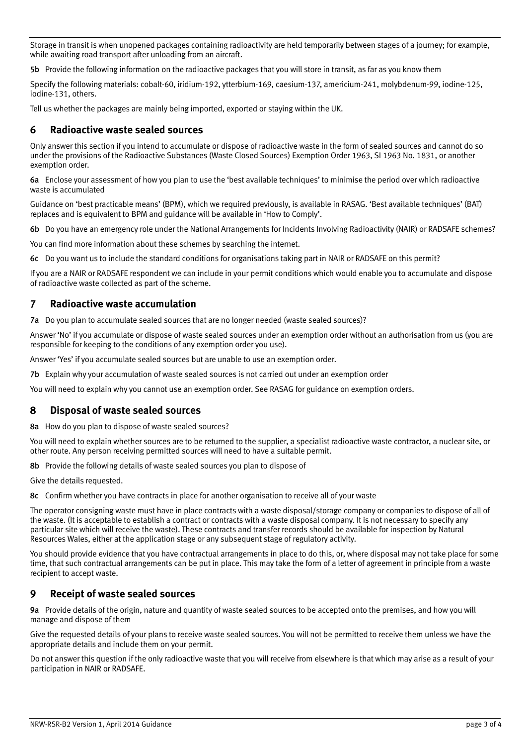Storage in transit is when unopened packages containing radioactivity are held temporarily between stages of a journey; for example, while awaiting road transport after unloading from an aircraft.

**5b** Provide the following information on the radioactive packages that you will store in transit, as far as you know them

Specify the following materials: cobalt-60, iridium-192, ytterbium-169, caesium-137, americium-241, molybdenum-99, iodine-125, iodine-131, others.

Tell us whether the packages are mainly being imported, exported or staying within the UK.

## 6 Radioactive waste sealed sources

Only answer this section if you intend to accumulate or dispose of radioactive waste in the form of sealed sources and cannot do so under the provisions of the Radioactive Substances (Waste Closed Sources) Exemption Order 1963, SI 1963 No. 1831, or another exemption order.

**6a** Enclose your assessment of how you plan to use the 'best available techniques' to minimise the period over which radioactive waste is accumulated

Guidance on 'best practicable means' (BPM), which we required previously, is available in RASAG. 'Best available techniques' (BAT) replaces and is equivalent to BPM and guidance will be available in 'How to Comply'.

**6b** Do you have an emergency role under the National Arrangements for Incidents Involving Radioactivity (NAIR) or RADSAFE schemes?

You can find more information about these schemes by searching the internet.

**6c** Do you want us to include the standard conditions for organisations taking part in NAIR or RADSAFE on this permit?

If you are a NAIR or RADSAFE respondent we can include in your permit conditions which would enable you to accumulate and dispose of radioactive waste collected as part of the scheme.

## 7 Radioactive waste accumulation

**7a** Do you plan to accumulate sealed sources that are no longer needed (waste sealed sources)?

Answer 'No' if you accumulate or dispose of waste sealed sources under an exemption order without an authorisation from us (you are responsible for keeping to the conditions of any exemption order you use).

Answer 'Yes' if you accumulate sealed sources but are unable to use an exemption order.

**7b** Explain why your accumulation of waste sealed sources is not carried out under an exemption order

You will need to explain why you cannot use an exemption order. See RASAG for guidance on exemption orders.

## 8 Disposal of waste sealed sources

**8a** How do you plan to dispose of waste sealed sources?

You will need to explain whether sources are to be returned to the supplier, a specialist radioactive waste contractor, a nuclear site, or other route. Any person receiving permitted sources will need to have a suitable permit.

**8b** Provide the following details of waste sealed sources you plan to dispose of

Give the details requested.

**8c** Confirm whether you have contracts in place for another organisation to receive all of your waste

The operator consigning waste must have in place contracts with a waste disposal/storage company or companies to dispose of all of the waste. (It is acceptable to establish a contract or contracts with a waste disposal company. It is not necessary to specify any particular site which will receive the waste). These contracts and transfer records should be available for inspection by Natural Resources Wales, either at the application stage or any subsequent stage of regulatory activity.

You should provide evidence that you have contractual arrangements in place to do this, or, where disposal may not take place for some time, that such contractual arrangements can be put in place. This may take the form of a letter of agreement in principle from a waste recipient to accept waste.

## 9 Receipt of waste sealed sources

**9a** Provide details of the origin, nature and quantity of waste sealed sources to be accepted onto the premises, and how you will manage and dispose of them

Give the requested details of your plans to receive waste sealed sources. You will not be permitted to receive them unless we have the appropriate details and include them on your permit.

Do not answer this question if the only radioactive waste that you will receive from elsewhere is that which may arise as a result of your participation in NAIR or RADSAFE.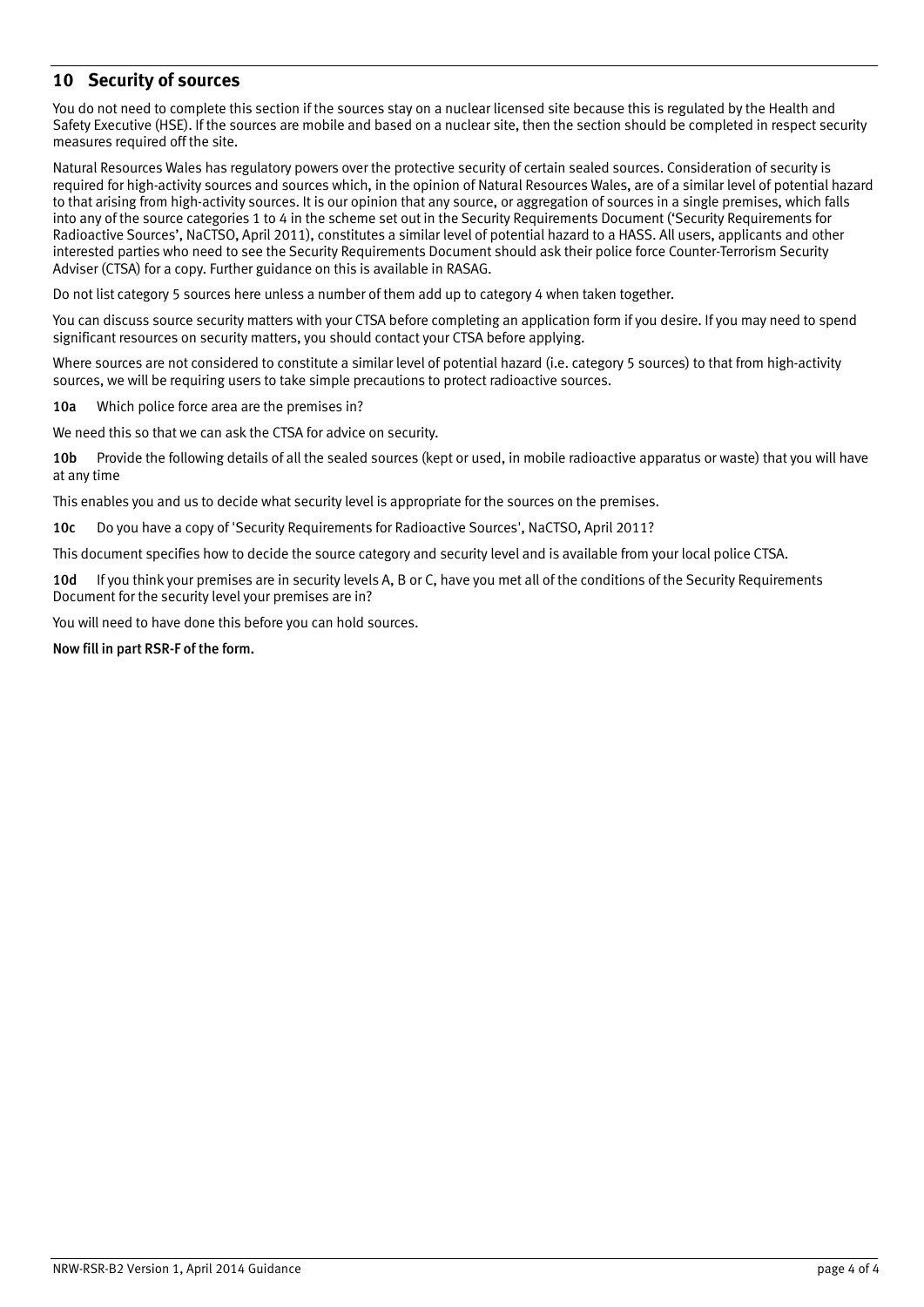## 10 Security of sources

You do not need to complete this section if the sources stay on a nuclear licensed site because this is regulated by the Health and Safety Executive (HSE). If the sources are mobile and based on a nuclear site, then the section should be completed in respect security measures required off the site.

Natural Resources Wales has regulatory powers over the protective security of certain sealed sources. Consideration of security is required for high-activity sources and sources which, in the opinion of Natural Resources Wales, are of a similar level of potential hazard to that arising from high-activity sources. It is our opinion that any source, or aggregation of sources in a single premises, which falls into any of the source categories 1 to 4 in the scheme set out in the Security Requirements Document ('Security Requirements for Radioactive Sources', NaCTSO, April 2011), constitutes a similar level of potential hazard to a HASS. All users, applicants and other interested parties who need to see the Security Requirements Document should ask their police force Counter-Terrorism Security Adviser (CTSA) for a copy. Further guidance on this is available in RASAG.

Do not list category 5 sources here unless a number of them add up to category 4 when taken together.

You can discuss source security matters with your CTSA before completing an application form if you desire. If you may need to spend significant resources on security matters, you should contact your CTSA before applying.

Where sources are not considered to constitute a similar level of potential hazard (i.e. category 5 sources) to that from high-activity sources, we will be requiring users to take simple precautions to protect radioactive sources.

**10a** Which police force area are the premises in?

We need this so that we can ask the CTSA for advice on security.

**10b** Provide the following details of all the sealed sources (kept or used, in mobile radioactive apparatus or waste) that you will have at any time

This enables you and us to decide what security level is appropriate for the sources on the premises.

**10c** Do you have a copy of 'Security Requirements for Radioactive Sources', NaCTSO, April 2011?

This document specifies how to decide the source category and security level and is available from your local police CTSA.

**10d** If you think your premises are in security levels A, B or C, have you met all of the conditions of the Security Requirements Document for the security level your premises are in?

You will need to have done this before you can hold sources.

**Now fill in part RSR-F of the form.**